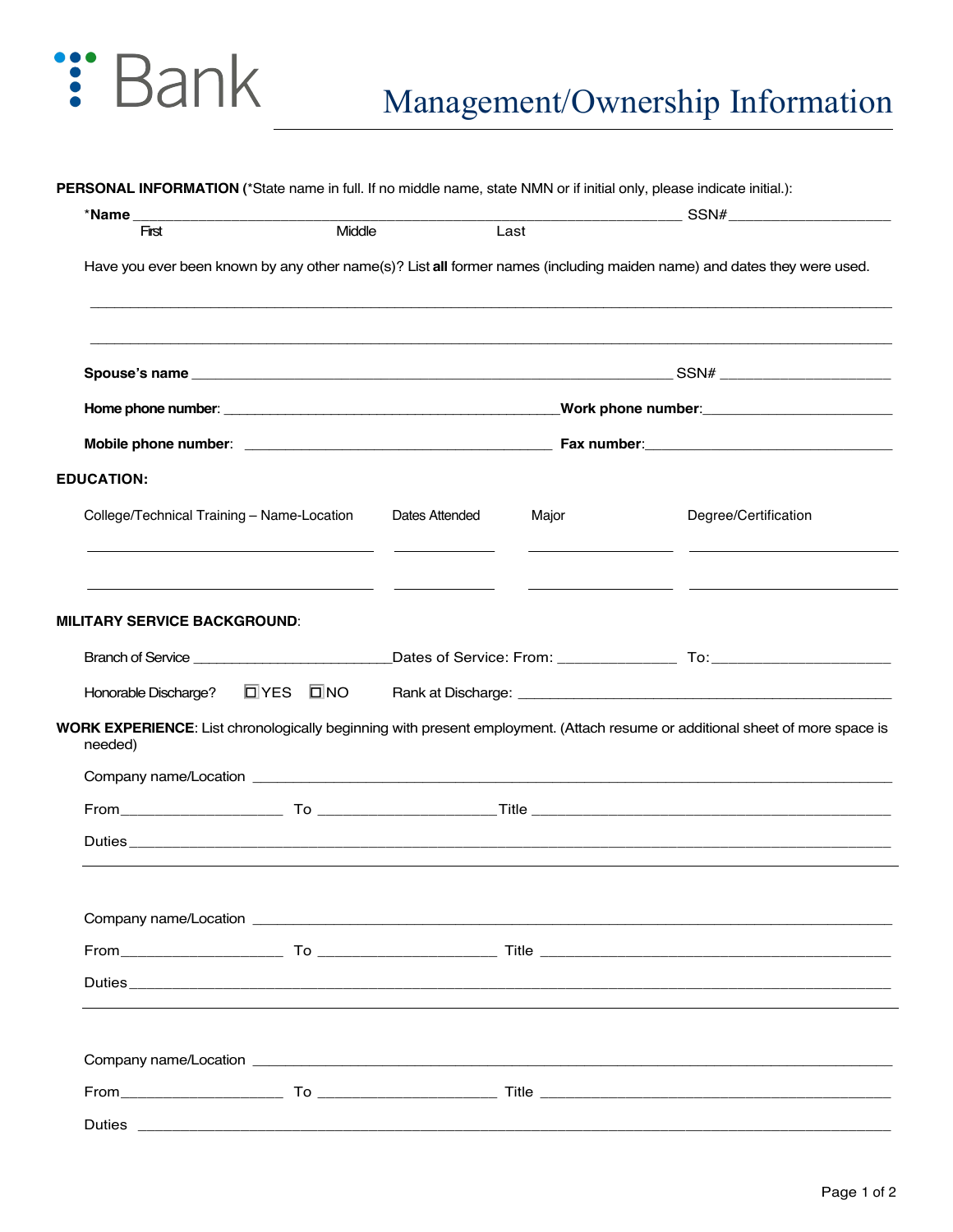Bank

# Management/Ownership Information

**PERSONAL INFORMATION** (*State name in full. If no middle name, state NMN or if initial only, please indicate initial.):

*__Name__ ______________________________________________ SSN# ____________________

First Middle Last

Have you ever been known by any other name(s)? List **all** former names (including maiden name) and dates they were used.

______________________________________________________________________________

______________________________________________________________________________

**Spouse's name** ______________________________________________ SSN# ____________________

**Home phone number**: ______________________________ **Work phone number**: ____________________

**Mobile phone number**: ______________________________ **Fax number**: ____________________

**EDUCATION:**

| College/Technical Training – Name-Location | Dates Attended | Major | Degree/Certification |
|---|---|---|---|
| | | | |
| | | | |

**MILITARY SERVICE BACKGROUND**:

Branch of Service ____________________ Dates of Service: From: ____________ To: ____________________

Honorable Discharge? ☐ YES ☐ NO Rank at Discharge: ______________________________________

**WORK EXPERIENCE**: List chronologically beginning with present employment. (Attach resume or additional sheet of more space is needed)

Company name/Location ______________________________________________________________

From ________________ To ________________ Title ______________________________________

Duties ______________________________________________________________________________

---

Company name/Location ______________________________________________________________

From ________________ To ________________ Title ______________________________________

Duties ______________________________________________________________________________

---

Company name/Location ______________________________________________________________

From ________________ To ________________ Title ______________________________________

Duties ______________________________________________________________________________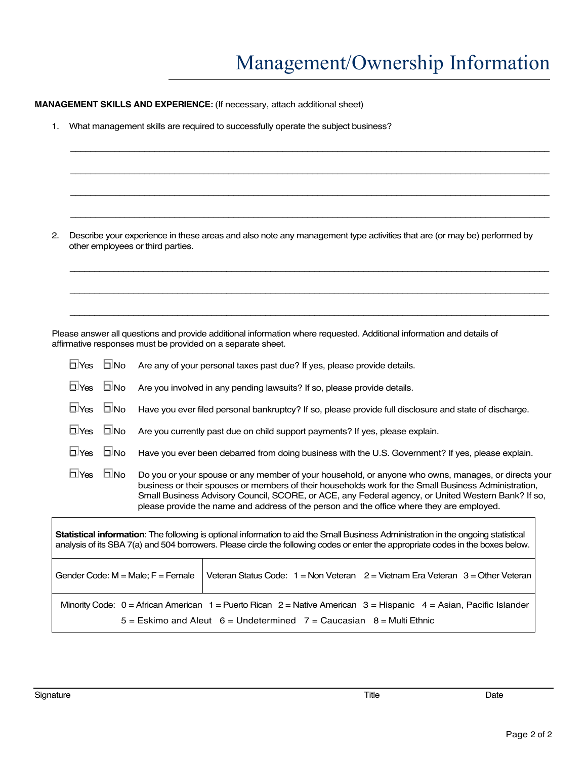# Management/Ownership Information

**MANAGEMENT SKILLS AND EXPERIENCE:** (If necessary, attach additional sheet)

1. What management skills are required to successfully operate the subject business?

\_\_\_\_\_\_\_\_\_\_\_\_\_\_\_\_\_\_\_\_\_\_\_\_\_\_\_\_\_\_\_\_\_\_\_\_\_\_\_\_\_\_\_\_\_\_\_\_\_\_\_\_\_\_\_\_\_\_\_\_\_\_\_\_\_\_\_\_\_\_\_\_\_\_\_\_\_\_

\_\_\_\_\_\_\_\_\_\_\_\_\_\_\_\_\_\_\_\_\_\_\_\_\_\_\_\_\_\_\_\_\_\_\_\_\_\_\_\_\_\_\_\_\_\_\_\_\_\_\_\_\_\_\_\_\_\_\_\_\_\_\_\_\_\_\_\_\_\_\_\_\_\_\_\_\_\_

\_\_\_\_\_\_\_\_\_\_\_\_\_\_\_\_\_\_\_\_\_\_\_\_\_\_\_\_\_\_\_\_\_\_\_\_\_\_\_\_\_\_\_\_\_\_\_\_\_\_\_\_\_\_\_\_\_\_\_\_\_\_\_\_\_\_\_\_\_\_\_\_\_\_\_\_\_\_

\_\_\_\_\_\_\_\_\_\_\_\_\_\_\_\_\_\_\_\_\_\_\_\_\_\_\_\_\_\_\_\_\_\_\_\_\_\_\_\_\_\_\_\_\_\_\_\_\_\_\_\_\_\_\_\_\_\_\_\_\_\_\_\_\_\_\_\_\_\_\_\_\_\_\_\_\_\_

2. Describe your experience in these areas and also note any management type activities that are (or may be) performed by other employees or third parties.

\_\_\_\_\_\_\_\_\_\_\_\_\_\_\_\_\_\_\_\_\_\_\_\_\_\_\_\_\_\_\_\_\_\_\_\_\_\_\_\_\_\_\_\_\_\_\_\_\_\_\_\_\_\_\_\_\_\_\_\_\_\_\_\_\_\_\_\_\_\_\_\_\_\_\_\_\_\_

\_\_\_\_\_\_\_\_\_\_\_\_\_\_\_\_\_\_\_\_\_\_\_\_\_\_\_\_\_\_\_\_\_\_\_\_\_\_\_\_\_\_\_\_\_\_\_\_\_\_\_\_\_\_\_\_\_\_\_\_\_\_\_\_\_\_\_\_\_\_\_\_\_\_\_\_\_\_

\_\_\_\_\_\_\_\_\_\_\_\_\_\_\_\_\_\_\_\_\_\_\_\_\_\_\_\_\_\_\_\_\_\_\_\_\_\_\_\_\_\_\_\_\_\_\_\_\_\_\_\_\_\_\_\_\_\_\_\_\_\_\_\_\_\_\_\_\_\_\_\_\_\_\_\_\_\_

Please answer all questions and provide additional information where requested. Additional information and details of affirmative responses must be provided on a separate sheet.

☐ Yes ☐ No Are any of your personal taxes past due? If yes, please provide details.

☐ Yes ☐ No Are you involved in any pending lawsuits? If so, please provide details.

☐ Yes ☐ No Have you ever filed personal bankruptcy? If so, please provide full disclosure and state of discharge.

☐ Yes ☐ No Are you currently past due on child support payments? If yes, please explain.

☐ Yes ☐ No Have you ever been debarred from doing business with the U.S. Government? If yes, please explain.

☐ Yes ☐ No Do you or your spouse or any member of your household, or anyone who owns, manages, or directs your business or their spouses or members of their households work for the Small Business Administration, Small Business Advisory Council, SCORE, or ACE, any Federal agency, or United Western Bank? If so, please provide the name and address of the person and the office where they are employed.

| | |
|---|---|
| **Statistical information**: The following is optional information to aid the Small Business Administration in the ongoing statistical analysis of its SBA 7(a) and 504 borrowers. Please circle the following codes or enter the appropriate codes in the boxes below. | |
| Gender Code: M = Male; F = Female | Veteran Status Code: 1 = Non Veteran 2 = Vietnam Era Veteran 3 = Other Veteran |
| Minority Code: 0 = African American 1 = Puerto Rican 2 = Native American 3 = Hispanic 4 = Asian, Pacific Islander 5 = Eskimo and Aleut 6 = Undetermined 7 = Caucasian 8 = Multi Ethnic | |

Signature \_\_\_\_\_\_\_\_\_\_\_\_\_\_\_\_\_\_\_\_ Title \_\_\_\_\_\_\_\_\_\_ Date \_\_\_\_\_\_\_\_\_\_